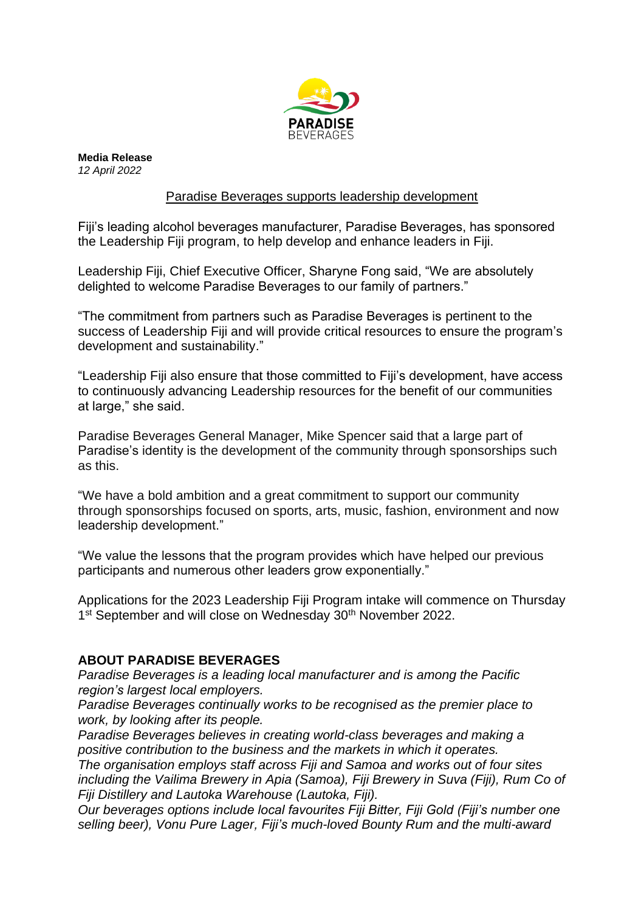**Media Release**
*12 April 2022*

## Paradise Beverages supports leadership development

Fiji's leading alcohol beverages manufacturer, Paradise Beverages, has sponsored the Leadership Fiji program, to help develop and enhance leaders in Fiji.

Leadership Fiji, Chief Executive Officer, Sharyne Fong said, "We are absolutely delighted to welcome Paradise Beverages to our family of partners."

"The commitment from partners such as Paradise Beverages is pertinent to the success of Leadership Fiji and will provide critical resources to ensure the program's development and sustainability."

"Leadership Fiji also ensure that those committed to Fiji's development, have access to continuously advancing Leadership resources for the benefit of our communities at large," she said.

Paradise Beverages General Manager, Mike Spencer said that a large part of Paradise's identity is the development of the community through sponsorships such as this.

"We have a bold ambition and a great commitment to support our community through sponsorships focused on sports, arts, music, fashion, environment and now leadership development."

"We value the lessons that the program provides which have helped our previous participants and numerous other leaders grow exponentially."

Applications for the 2023 Leadership Fiji Program intake will commence on Thursday 1st September and will close on Wednesday 30th November 2022.

**ABOUT PARADISE BEVERAGES**

*Paradise Beverages is a leading local manufacturer and is among the Pacific region's largest local employers.*
*Paradise Beverages continually works to be recognised as the premier place to work, by looking after its people.*
*Paradise Beverages believes in creating world-class beverages and making a positive contribution to the business and the markets in which it operates.*
*The organisation employs staff across Fiji and Samoa and works out of four sites including the Vailima Brewery in Apia (Samoa), Fiji Brewery in Suva (Fiji), Rum Co of Fiji Distillery and Lautoka Warehouse (Lautoka, Fiji).*
*Our beverages options include local favourites Fiji Bitter, Fiji Gold (Fiji's number one selling beer), Vonu Pure Lager, Fiji's much-loved Bounty Rum and the multi-award*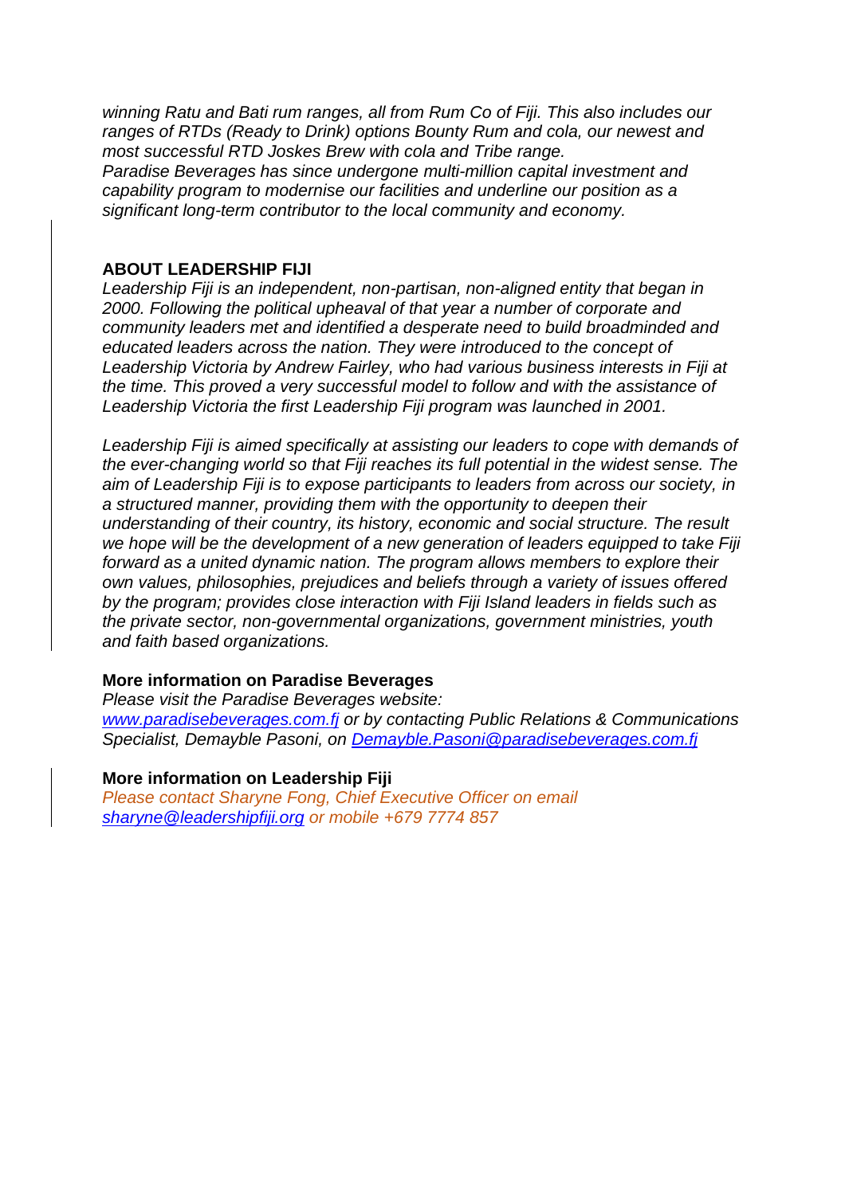*winning Ratu and Bati rum ranges, all from Rum Co of Fiji. This also includes our ranges of RTDs (Ready to Drink) options Bounty Rum and cola, our newest and most successful RTD Joskes Brew with cola and Tribe range.*
*Paradise Beverages has since undergone multi-million capital investment and capability program to modernise our facilities and underline our position as a significant long-term contributor to the local community and economy.*

**ABOUT LEADERSHIP FIJI**

*Leadership Fiji is an independent, non-partisan, non-aligned entity that began in 2000. Following the political upheaval of that year a number of corporate and community leaders met and identified a desperate need to build broadminded and educated leaders across the nation. They were introduced to the concept of Leadership Victoria by Andrew Fairley, who had various business interests in Fiji at the time. This proved a very successful model to follow and with the assistance of Leadership Victoria the first Leadership Fiji program was launched in 2001.*

*Leadership Fiji is aimed specifically at assisting our leaders to cope with demands of the ever-changing world so that Fiji reaches its full potential in the widest sense. The aim of Leadership Fiji is to expose participants to leaders from across our society, in a structured manner, providing them with the opportunity to deepen their understanding of their country, its history, economic and social structure. The result we hope will be the development of a new generation of leaders equipped to take Fiji forward as a united dynamic nation. The program allows members to explore their own values, philosophies, prejudices and beliefs through a variety of issues offered by the program; provides close interaction with Fiji Island leaders in fields such as the private sector, non-governmental organizations, government ministries, youth and faith based organizations.*

**More information on Paradise Beverages**

*Please visit the Paradise Beverages website:*
*www.paradisebeverages.com.fj or by contacting Public Relations & Communications Specialist, Demayble Pasoni, on Demayble.Pasoni@paradisebeverages.com.fj*

**More information on Leadership Fiji**

*Please contact Sharyne Fong, Chief Executive Officer on email sharyne@leadershipfiji.org or mobile +679 7774 857*